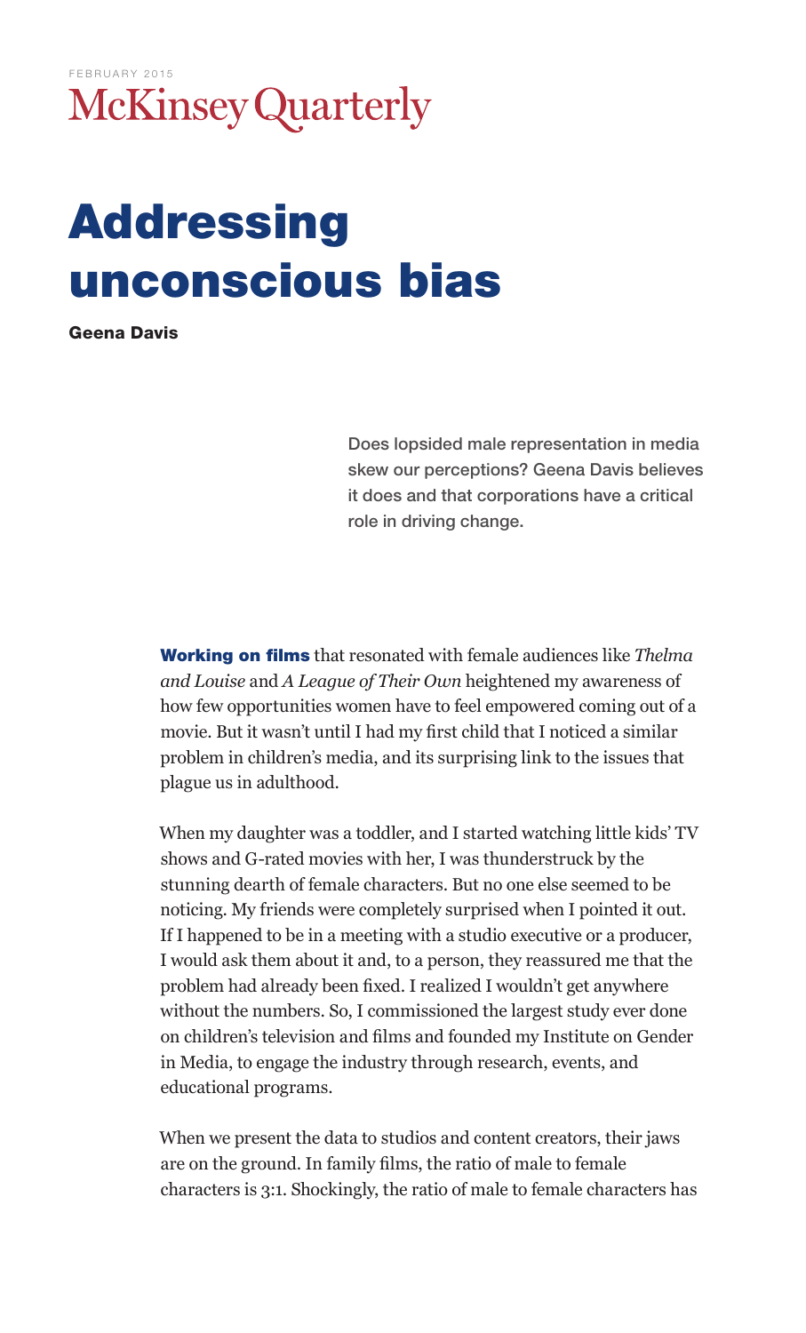FEBRUARY 2015

McKinsey Quarterly

# Addressing unconscious bias

**Geena Davis**

Does lopsided male representation in media skew our perceptions? Geena Davis believes it does and that corporations have a critical role in driving change.

**Working on films** that resonated with female audiences like *Thelma and Louise* and *A League of Their Own* heightened my awareness of how few opportunities women have to feel empowered coming out of a movie. But it wasn't until I had my first child that I noticed a similar problem in children's media, and its surprising link to the issues that plague us in adulthood.

When my daughter was a toddler, and I started watching little kids' TV shows and G-rated movies with her, I was thunderstruck by the stunning dearth of female characters. But no one else seemed to be noticing. My friends were completely surprised when I pointed it out. If I happened to be in a meeting with a studio executive or a producer, I would ask them about it and, to a person, they reassured me that the problem had already been fixed. I realized I wouldn't get anywhere without the numbers. So, I commissioned the largest study ever done on children's television and films and founded my Institute on Gender in Media, to engage the industry through research, events, and educational programs.

When we present the data to studios and content creators, their jaws are on the ground. In family films, the ratio of male to female characters is 3:1. Shockingly, the ratio of male to female characters has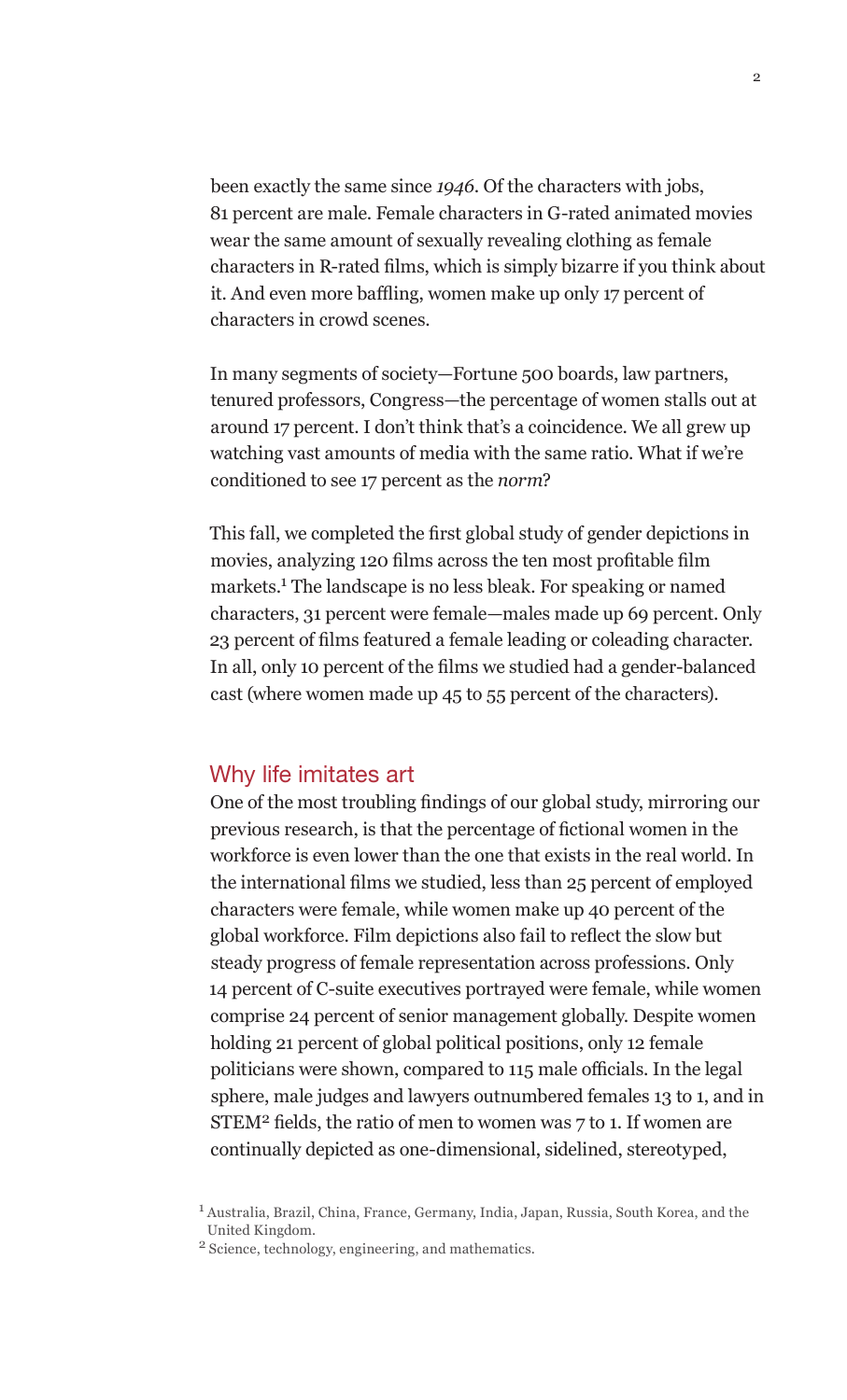been exactly the same since *1946*. Of the characters with jobs, 81 percent are male. Female characters in G-rated animated movies wear the same amount of sexually revealing clothing as female characters in R-rated films, which is simply bizarre if you think about it. And even more baffling, women make up only 17 percent of characters in crowd scenes.

In many segments of society—Fortune 500 boards, law partners, tenured professors, Congress—the percentage of women stalls out at around 17 percent. I don't think that's a coincidence. We all grew up watching vast amounts of media with the same ratio. What if we're conditioned to see 17 percent as the *norm*?

This fall, we completed the first global study of gender depictions in movies, analyzing 120 films across the ten most profitable film markets.[1] The landscape is no less bleak. For speaking or named characters, 31 percent were female—males made up 69 percent. Only 23 percent of films featured a female leading or coleading character. In all, only 10 percent of the films we studied had a gender-balanced cast (where women made up 45 to 55 percent of the characters).

## Why life imitates art

One of the most troubling findings of our global study, mirroring our previous research, is that the percentage of fictional women in the workforce is even lower than the one that exists in the real world. In the international films we studied, less than 25 percent of employed characters were female, while women make up 40 percent of the global workforce. Film depictions also fail to reflect the slow but steady progress of female representation across professions. Only 14 percent of C-suite executives portrayed were female, while women comprise 24 percent of senior management globally. Despite women holding 21 percent of global political positions, only 12 female politicians were shown, compared to 115 male officials. In the legal sphere, male judges and lawyers outnumbered females 13 to 1, and in STEM[2] fields, the ratio of men to women was 7 to 1. If women are continually depicted as one-dimensional, sidelined, stereotyped,

[1] Australia, Brazil, China, France, Germany, India, Japan, Russia, South Korea, and the United Kingdom.

[2] Science, technology, engineering, and mathematics.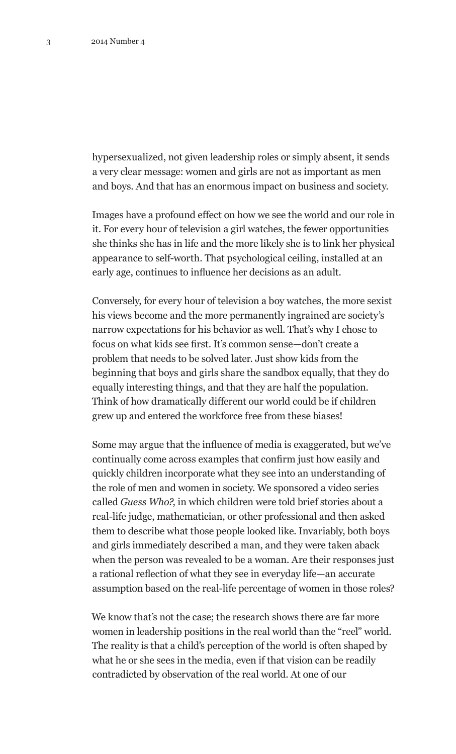hypersexualized, not given leadership roles or simply absent, it sends a very clear message: women and girls are not as important as men and boys. And that has an enormous impact on business and society.

Images have a profound effect on how we see the world and our role in it. For every hour of television a girl watches, the fewer opportunities she thinks she has in life and the more likely she is to link her physical appearance to self-worth. That psychological ceiling, installed at an early age, continues to influence her decisions as an adult.

Conversely, for every hour of television a boy watches, the more sexist his views become and the more permanently ingrained are society's narrow expectations for his behavior as well. That's why I chose to focus on what kids see first. It's common sense—don't create a problem that needs to be solved later. Just show kids from the beginning that boys and girls share the sandbox equally, that they do equally interesting things, and that they are half the population. Think of how dramatically different our world could be if children grew up and entered the workforce free from these biases!

Some may argue that the influence of media is exaggerated, but we've continually come across examples that confirm just how easily and quickly children incorporate what they see into an understanding of the role of men and women in society. We sponsored a video series called *Guess Who?*, in which children were told brief stories about a real-life judge, mathematician, or other professional and then asked them to describe what those people looked like. Invariably, both boys and girls immediately described a man, and they were taken aback when the person was revealed to be a woman. Are their responses just a rational reflection of what they see in everyday life—an accurate assumption based on the real-life percentage of women in those roles?

We know that's not the case; the research shows there are far more women in leadership positions in the real world than the "reel" world. The reality is that a child's perception of the world is often shaped by what he or she sees in the media, even if that vision can be readily contradicted by observation of the real world. At one of our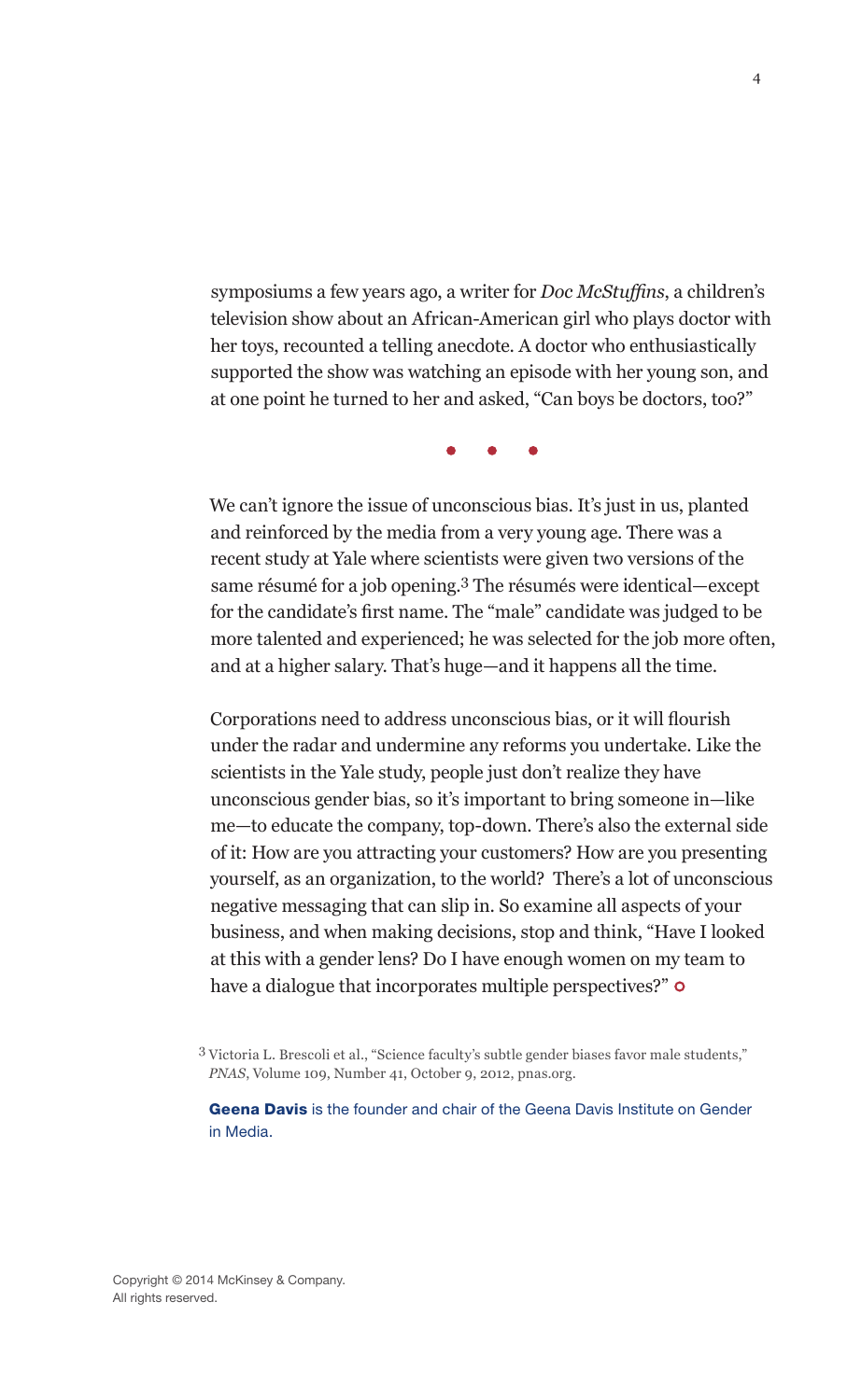symposiums a few years ago, a writer for *Doc McStuffins*, a children's television show about an African-American girl who plays doctor with her toys, recounted a telling anecdote. A doctor who enthusiastically supported the show was watching an episode with her young son, and at one point he turned to her and asked, "Can boys be doctors, too?"

• • •

We can't ignore the issue of unconscious bias. It's just in us, planted and reinforced by the media from a very young age. There was a recent study at Yale where scientists were given two versions of the same résumé for a job opening.[3] The résumés were identical—except for the candidate's first name. The "male" candidate was judged to be more talented and experienced; he was selected for the job more often, and at a higher salary. That's huge—and it happens all the time.

Corporations need to address unconscious bias, or it will flourish under the radar and undermine any reforms you undertake. Like the scientists in the Yale study, people just don't realize they have unconscious gender bias, so it's important to bring someone in—like me—to educate the company, top-down. There's also the external side of it: How are you attracting your customers? How are you presenting yourself, as an organization, to the world? There's a lot of unconscious negative messaging that can slip in. So examine all aspects of your business, and when making decisions, stop and think, "Have I looked at this with a gender lens? Do I have enough women on my team to have a dialogue that incorporates multiple perspectives?"

[3] Victoria L. Brescoli et al., "Science faculty's subtle gender biases favor male students," *PNAS*, Volume 109, Number 41, October 9, 2012, pnas.org.

**Geena Davis** is the founder and chair of the Geena Davis Institute on Gender in Media.

Copyright © 2014 McKinsey & Company.
All rights reserved.